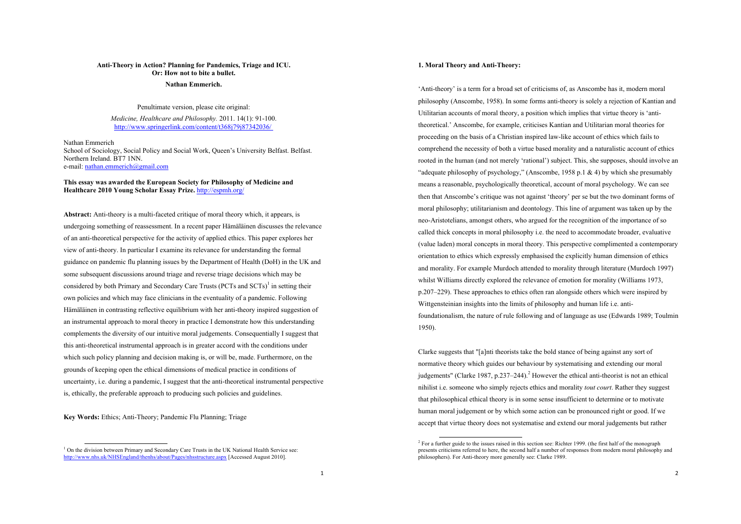**Anti-Theory in Action? Planning for Pandemics, Triage and ICU. Or: How not to bite a bullet.**

**Nathan Emmerich.**

Penultimate version, please cite original:

*Medicine, Healthcare and Philosophy.* 2011. 14(1): 91-100. http://www.springerlink.com/content/t368j79j87342036/

Nathan Emmerich
School of Sociology, Social Policy and Social Work, Queen's University Belfast. Belfast. Northern Ireland. BT7 1NN.
e-mail: nathan.emmerich@gmail.com

**This essay was awarded the European Society for Philosophy of Medicine and Healthcare 2010 Young Scholar Essay Prize.** http://espmh.org/

**Abstract:** Anti-theory is a multi-faceted critique of moral theory which, it appears, is undergoing something of reassessment. In a recent paper Hämäläinen discusses the relevance of an anti-theoretical perspective for the activity of applied ethics. This paper explores her view of anti-theory. In particular I examine its relevance for understanding the formal guidance on pandemic flu planning issues by the Department of Health (DoH) in the UK and some subsequent discussions around triage and reverse triage decisions which may be considered by both Primary and Secondary Care Trusts (PCTs and SCTs)[1] in setting their own policies and which may face clinicians in the eventuality of a pandemic. Following Hämäläinen in contrasting reflective equilibrium with her anti-theory inspired suggestion of an instrumental approach to moral theory in practice I demonstrate how this understanding complements the diversity of our intuitive moral judgements. Consequentially I suggest that this anti-theoretical instrumental approach is in greater accord with the conditions under which such policy planning and decision making is, or will be, made. Furthermore, on the grounds of keeping open the ethical dimensions of medical practice in conditions of uncertainty, i.e. during a pandemic, I suggest that the anti-theoretical instrumental perspective is, ethically, the preferable approach to producing such policies and guidelines.

**Key Words:** Ethics; Anti-Theory; Pandemic Flu Planning; Triage

[1] On the division between Primary and Secondary Care Trusts in the UK National Health Service see: http://www.nhs.uk/NHSEngland/thenhs/about/Pages/nhsstructure.aspx [Accessed August 2010].

**1. Moral Theory and Anti-Theory:**

'Anti-theory' is a term for a broad set of criticisms of, as Anscombe has it, modern moral philosophy (Anscombe, 1958). In some forms anti-theory is solely a rejection of Kantian and Utilitarian accounts of moral theory, a position which implies that virtue theory is 'anti-theoretical.' Anscombe, for example, criticises Kantian and Utilitarian moral theories for proceeding on the basis of a Christian inspired law-like account of ethics which fails to comprehend the necessity of both a virtue based morality and a naturalistic account of ethics rooted in the human (and not merely 'rational') subject. This, she supposes, should involve an "adequate philosophy of psychology," (Anscombe, 1958 p.1 & 4) by which she presumably means a reasonable, psychologically theoretical, account of moral psychology. We can see then that Anscombe's critique was not against 'theory' per se but the two dominant forms of moral philosophy; utilitarianism and deontology. This line of argument was taken up by the neo-Aristotelians, amongst others, who argued for the recognition of the importance of so called thick concepts in moral philosophy i.e. the need to accommodate broader, evaluative (value laden) moral concepts in moral theory. This perspective complimented a contemporary orientation to ethics which expressly emphasised the explicitly human dimension of ethics and morality. For example Murdoch attended to morality through literature (Murdoch 1997) whilst Williams directly explored the relevance of emotion for morality (Williams 1973, p.207–229). These approaches to ethics often ran alongside others which were inspired by Wittgensteinian insights into the limits of philosophy and human life i.e. anti-foundationalism, the nature of rule following and of language as use (Edwards 1989; Toulmin 1950).

Clarke suggests that "[a]nti theorists take the bold stance of being against any sort of normative theory which guides our behaviour by systematising and extending our moral judgements" (Clarke 1987, p.237–244).[2] However the ethical anti-theorist is not an ethical nihilist i.e. someone who simply rejects ethics and morality *tout court*. Rather they suggest that philosophical ethical theory is in some sense insufficient to determine or to motivate human moral judgement or by which some action can be pronounced right or good. If we accept that virtue theory does not systematise and extend our moral judgements but rather

[2] For a further guide to the issues raised in this section see: Richter 1999. (the first half of the monograph presents criticisms referred to here, the second half a number of responses from modern moral philosophy and philosophers). For Anti-theory more generally see: Clarke 1989.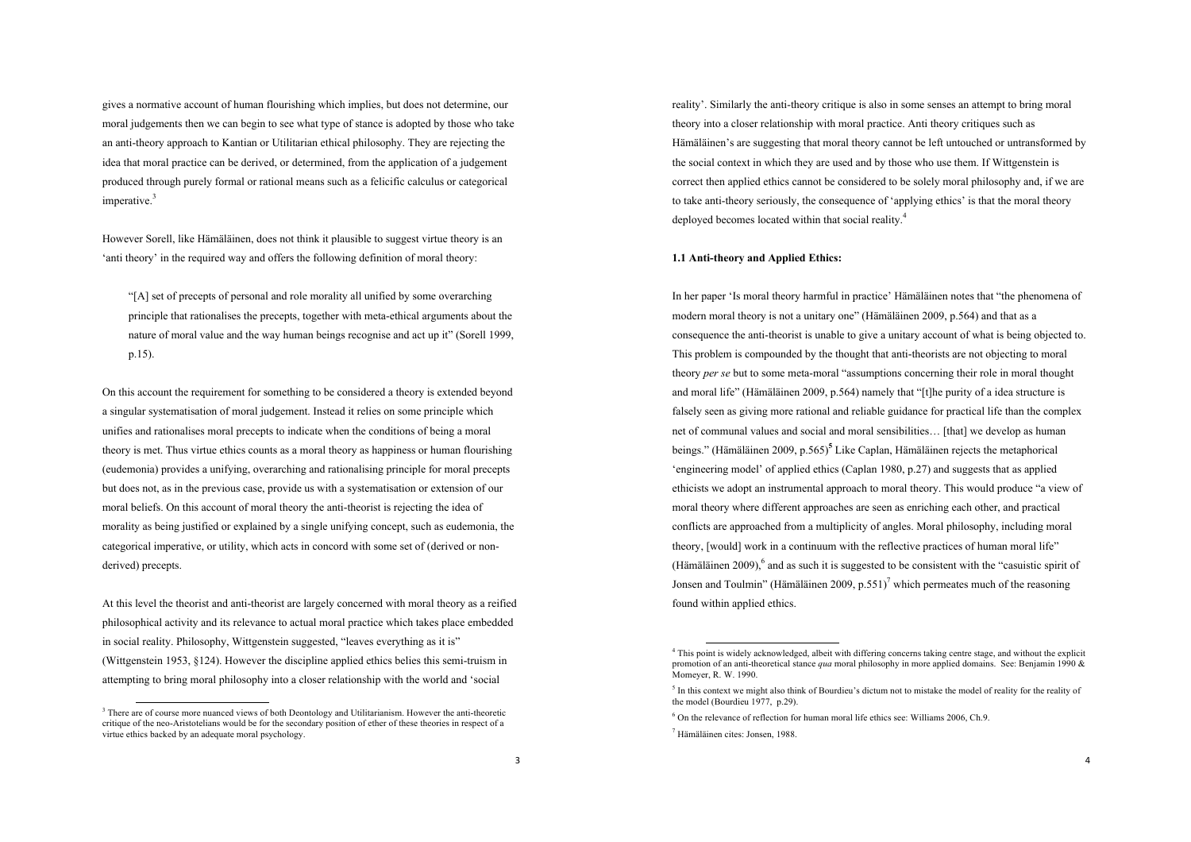gives a normative account of human flourishing which implies, but does not determine, our moral judgements then we can begin to see what type of stance is adopted by those who take an anti-theory approach to Kantian or Utilitarian ethical philosophy. They are rejecting the idea that moral practice can be derived, or determined, from the application of a judgement produced through purely formal or rational means such as a felicific calculus or categorical imperative.[3]

However Sorell, like Hämäläinen, does not think it plausible to suggest virtue theory is an 'anti theory' in the required way and offers the following definition of moral theory:

> "[A] set of precepts of personal and role morality all unified by some overarching principle that rationalises the precepts, together with meta-ethical arguments about the nature of moral value and the way human beings recognise and act up it" (Sorell 1999, p.15).

On this account the requirement for something to be considered a theory is extended beyond a singular systematisation of moral judgement. Instead it relies on some principle which unifies and rationalises moral precepts to indicate when the conditions of being a moral theory is met. Thus virtue ethics counts as a moral theory as happiness or human flourishing (eudemonia) provides a unifying, overarching and rationalising principle for moral precepts but does not, as in the previous case, provide us with a systematisation or extension of our moral beliefs. On this account of moral theory the anti-theorist is rejecting the idea of morality as being justified or explained by a single unifying concept, such as eudemonia, the categorical imperative, or utility, which acts in concord with some set of (derived or non-derived) precepts.

At this level the theorist and anti-theorist are largely concerned with moral theory as a reified philosophical activity and its relevance to actual moral practice which takes place embedded in social reality. Philosophy, Wittgenstein suggested, "leaves everything as it is" (Wittgenstein 1953, §124). However the discipline applied ethics belies this semi-truism in attempting to bring moral philosophy into a closer relationship with the world and 'social reality'. Similarly the anti-theory critique is also in some senses an attempt to bring moral theory into a closer relationship with moral practice. Anti theory critiques such as Hämäläinen's are suggesting that moral theory cannot be left untouched or untransformed by the social context in which they are used and by those who use them. If Wittgenstein is correct then applied ethics cannot be considered to be solely moral philosophy and, if we are to take anti-theory seriously, the consequence of 'applying ethics' is that the moral theory deployed becomes located within that social reality.[4]

### 1.1 Anti-theory and Applied Ethics:

In her paper 'Is moral theory harmful in practice' Hämäläinen notes that "the phenomena of modern moral theory is not a unitary one" (Hämäläinen 2009, p.564) and that as a consequence the anti-theorist is unable to give a unitary account of what is being objected to. This problem is compounded by the thought that anti-theorists are not objecting to moral theory *per se* but to some meta-moral "assumptions concerning their role in moral thought and moral life" (Hämäläinen 2009, p.564) namely that "[t]he purity of a idea structure is falsely seen as giving more rational and reliable guidance for practical life than the complex net of communal values and social and moral sensibilities… [that] we develop as human beings." (Hämäläinen 2009, p.565)[5] Like Caplan, Hämäläinen rejects the metaphorical 'engineering model' of applied ethics (Caplan 1980, p.27) and suggests that as applied ethicists we adopt an instrumental approach to moral theory. This would produce "a view of moral theory where different approaches are seen as enriching each other, and practical conflicts are approached from a multiplicity of angles. Moral philosophy, including moral theory, [would] work in a continuum with the reflective practices of human moral life" (Hämäläinen 2009),[6] and as such it is suggested to be consistent with the "casuistic spirit of Jonsen and Toulmin" (Hämäläinen 2009, p.551)[7] which permeates much of the reasoning found within applied ethics.

---

[3] There are of course more nuanced views of both Deontology and Utilitarianism. However the anti-theoretic critique of the neo-Aristotelians would be for the secondary position of ether of these theories in respect of a virtue ethics backed by an adequate moral psychology.

[4] This point is widely acknowledged, albeit with differing concerns taking centre stage, and without the explicit promotion of an anti-theoretical stance *qua* moral philosophy in more applied domains. See: Benjamin 1990 & Momeyer, R. W. 1990.

[5] In this context we might also think of Bourdieu's dictum not to mistake the model of reality for the reality of the model (Bourdieu 1977, p.29).

[6] On the relevance of reflection for human moral life ethics see: Williams 2006, Ch.9.

[7] Hämäläinen cites: Jonsen, 1988.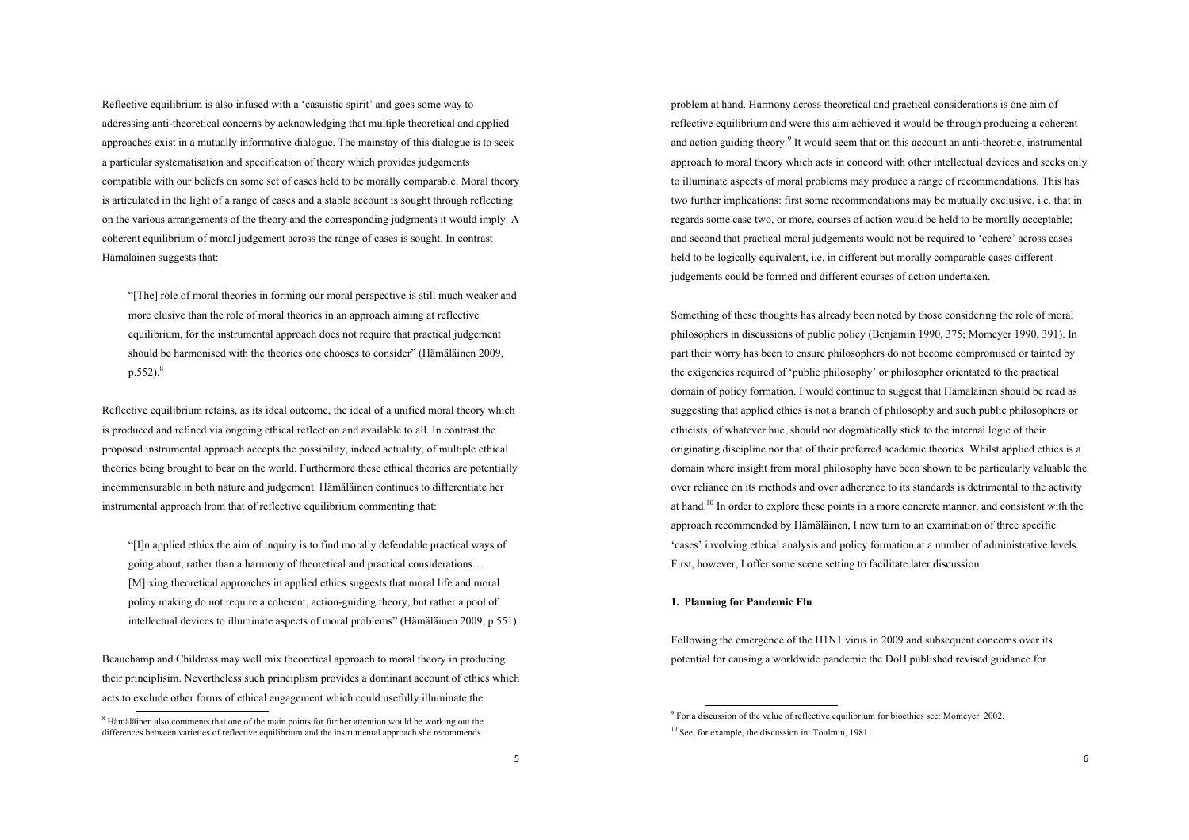Reflective equilibrium is also infused with a 'casuistic spirit' and goes some way to addressing anti-theoretical concerns by acknowledging that multiple theoretical and applied approaches exist in a mutually informative dialogue. The mainstay of this dialogue is to seek a particular systematisation and specification of theory which provides judgements compatible with our beliefs on some set of cases held to be morally comparable. Moral theory is articulated in the light of a range of cases and a stable account is sought through reflecting on the various arrangements of the theory and the corresponding judgments it would imply. A coherent equilibrium of moral judgement across the range of cases is sought. In contrast Hämäläinen suggests that:

> "[The] role of moral theories in forming our moral perspective is still much weaker and more elusive than the role of moral theories in an approach aiming at reflective equilibrium, for the instrumental approach does not require that practical judgement should be harmonised with the theories one chooses to consider" (Hämäläinen 2009, p.552).[8]

Reflective equilibrium retains, as its ideal outcome, the ideal of a unified moral theory which is produced and refined via ongoing ethical reflection and available to all. In contrast the proposed instrumental approach accepts the possibility, indeed actuality, of multiple ethical theories being brought to bear on the world. Furthermore these ethical theories are potentially incommensurable in both nature and judgement. Hämäläinen continues to differentiate her instrumental approach from that of reflective equilibrium commenting that:

> "[I]n applied ethics the aim of inquiry is to find morally defendable practical ways of going about, rather than a harmony of theoretical and practical considerations… [M]ixing theoretical approaches in applied ethics suggests that moral life and moral policy making do not require a coherent, action-guiding theory, but rather a pool of intellectual devices to illuminate aspects of moral problems" (Hämäläinen 2009, p.551).

Beauchamp and Childress may well mix theoretical approach to moral theory in producing their principlisim. Nevertheless such principlism provides a dominant account of ethics which acts to exclude other forms of ethical engagement which could usefully illuminate the problem at hand. Harmony across theoretical and practical considerations is one aim of reflective equilibrium and were this aim achieved it would be through producing a coherent and action guiding theory.[9] It would seem that on this account an anti-theoretic, instrumental approach to moral theory which acts in concord with other intellectual devices and seeks only to illuminate aspects of moral problems may produce a range of recommendations. This has two further implications: first some recommendations may be mutually exclusive, i.e. that in regards some case two, or more, courses of action would be held to be morally acceptable; and second that practical moral judgements would not be required to 'cohere' across cases held to be logically equivalent, i.e. in different but morally comparable cases different judgements could be formed and different courses of action undertaken.

Something of these thoughts has already been noted by those considering the role of moral philosophers in discussions of public policy (Benjamin 1990, 375; Momeyer 1990, 391). In part their worry has been to ensure philosophers do not become compromised or tainted by the exigencies required of 'public philosophy' or philosopher orientated to the practical domain of policy formation. I would continue to suggest that Hämäläinen should be read as suggesting that applied ethics is not a branch of philosophy and such public philosophers or ethicists, of whatever hue, should not dogmatically stick to the internal logic of their originating discipline nor that of their preferred academic theories. Whilst applied ethics is a domain where insight from moral philosophy have been shown to be particularly valuable the over reliance on its methods and over adherence to its standards is detrimental to the activity at hand.[10] In order to explore these points in a more concrete manner, and consistent with the approach recommended by Hämäläinen, I now turn to an examination of three specific 'cases' involving ethical analysis and policy formation at a number of administrative levels. First, however, I offer some scene setting to facilitate later discussion.

**1. Planning for Pandemic Flu**

Following the emergence of the H1N1 virus in 2009 and subsequent concerns over its potential for causing a worldwide pandemic the DoH published revised guidance for

---

[8] Hämäläinen also comments that one of the main points for further attention would be working out the differences between varieties of reflective equilibrium and the instrumental approach she recommends.

[9] For a discussion of the value of reflective equilibrium for bioethics see: Momeyer 2002.

[10] See, for example, the discussion in: Toulmin, 1981.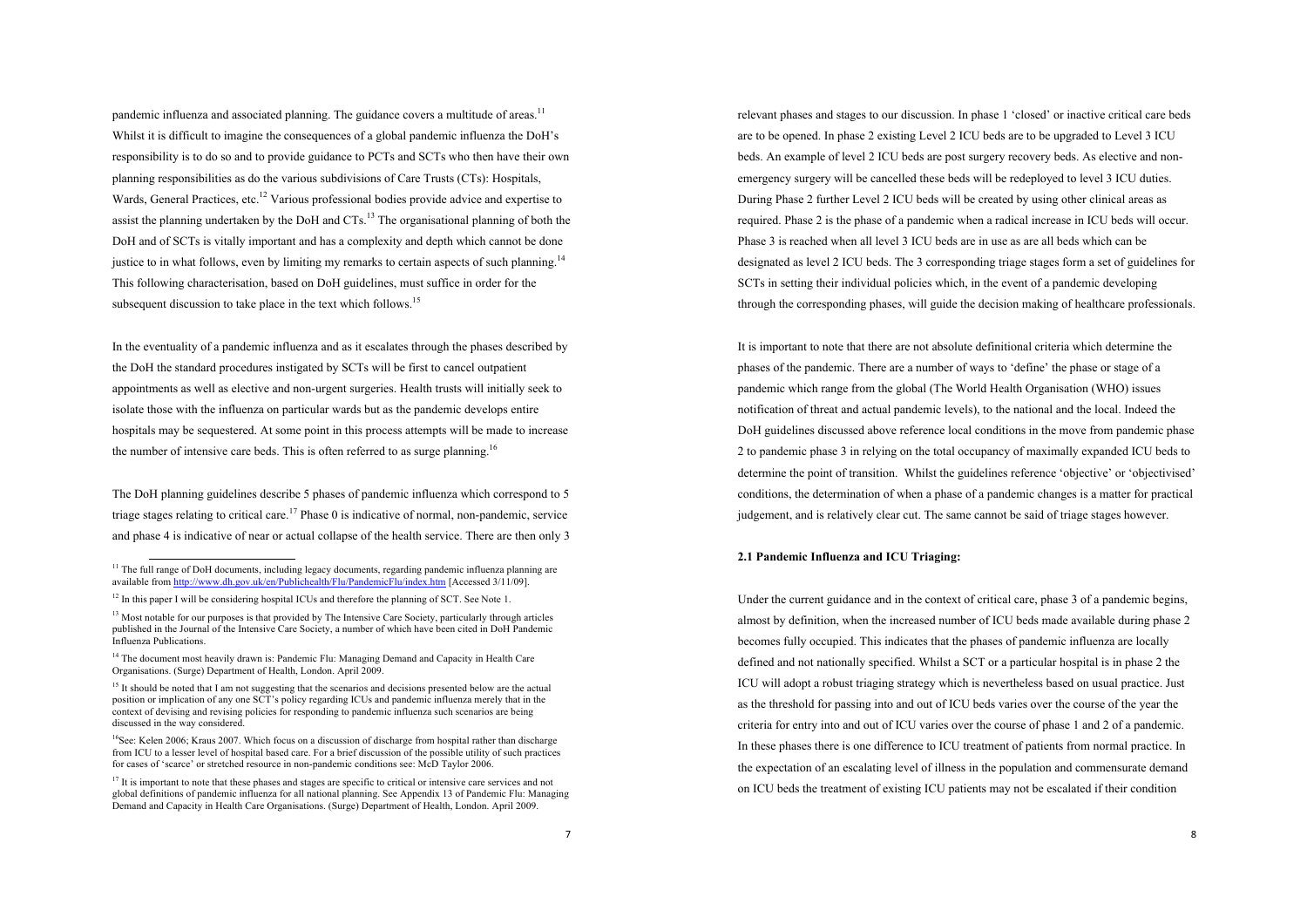pandemic influenza and associated planning. The guidance covers a multitude of areas.[11] Whilst it is difficult to imagine the consequences of a global pandemic influenza the DoH's responsibility is to do so and to provide guidance to PCTs and SCTs who then have their own planning responsibilities as do the various subdivisions of Care Trusts (CTs): Hospitals, Wards, General Practices, etc.[12] Various professional bodies provide advice and expertise to assist the planning undertaken by the DoH and CTs.[13] The organisational planning of both the DoH and of SCTs is vitally important and has a complexity and depth which cannot be done justice to in what follows, even by limiting my remarks to certain aspects of such planning.[14] This following characterisation, based on DoH guidelines, must suffice in order for the subsequent discussion to take place in the text which follows.[15]

In the eventuality of a pandemic influenza and as it escalates through the phases described by the DoH the standard procedures instigated by SCTs will be first to cancel outpatient appointments as well as elective and non-urgent surgeries. Health trusts will initially seek to isolate those with the influenza on particular wards but as the pandemic develops entire hospitals may be sequestered. At some point in this process attempts will be made to increase the number of intensive care beds. This is often referred to as surge planning.[16]

The DoH planning guidelines describe 5 phases of pandemic influenza which correspond to 5 triage stages relating to critical care.[17] Phase 0 is indicative of normal, non-pandemic, service and phase 4 is indicative of near or actual collapse of the health service. There are then only 3 relevant phases and stages to our discussion. In phase 1 'closed' or inactive critical care beds are to be opened. In phase 2 existing Level 2 ICU beds are to be upgraded to Level 3 ICU beds. An example of level 2 ICU beds are post surgery recovery beds. As elective and non-emergency surgery will be cancelled these beds will be redeployed to level 3 ICU duties. During Phase 2 further Level 2 ICU beds will be created by using other clinical areas as required. Phase 2 is the phase of a pandemic when a radical increase in ICU beds will occur. Phase 3 is reached when all level 3 ICU beds are in use as are all beds which can be designated as level 2 ICU beds. The 3 corresponding triage stages form a set of guidelines for SCTs in setting their individual policies which, in the event of a pandemic developing through the corresponding phases, will guide the decision making of healthcare professionals.

It is important to note that there are not absolute definitional criteria which determine the phases of the pandemic. There are a number of ways to 'define' the phase or stage of a pandemic which range from the global (The World Health Organisation (WHO) issues notification of threat and actual pandemic levels), to the national and the local. Indeed the DoH guidelines discussed above reference local conditions in the move from pandemic phase 2 to pandemic phase 3 in relying on the total occupancy of maximally expanded ICU beds to determine the point of transition. Whilst the guidelines reference 'objective' or 'objectivised' conditions, the determination of when a phase of a pandemic changes is a matter for practical judgement, and is relatively clear cut. The same cannot be said of triage stages however.

### 2.1 Pandemic Influenza and ICU Triaging:

Under the current guidance and in the context of critical care, phase 3 of a pandemic begins, almost by definition, when the increased number of ICU beds made available during phase 2 becomes fully occupied. This indicates that the phases of pandemic influenza are locally defined and not nationally specified. Whilst a SCT or a particular hospital is in phase 2 the ICU will adopt a robust triaging strategy which is nevertheless based on usual practice. Just as the threshold for passing into and out of ICU beds varies over the course of the year the criteria for entry into and out of ICU varies over the course of phase 1 and 2 of a pandemic. In these phases there is one difference to ICU treatment of patients from normal practice. In the expectation of an escalating level of illness in the population and commensurate demand on ICU beds the treatment of existing ICU patients may not be escalated if their condition

---

[11] The full range of DoH documents, including legacy documents, regarding pandemic influenza planning are available from http://www.dh.gov.uk/en/Publichealth/Flu/PandemicFlu/index.htm [Accessed 3/11/09].

[12] In this paper I will be considering hospital ICUs and therefore the planning of SCT. See Note 1.

[13] Most notable for our purposes is that provided by The Intensive Care Society, particularly through articles published in the Journal of the Intensive Care Society, a number of which have been cited in DoH Pandemic Influenza Publications.

[14] The document most heavily drawn is: Pandemic Flu: Managing Demand and Capacity in Health Care Organisations. (Surge) Department of Health, London. April 2009.

[15] It should be noted that I am not suggesting that the scenarios and decisions presented below are the actual position or implication of any one SCT's policy regarding ICUs and pandemic influenza merely that in the context of devising and revising policies for responding to pandemic influenza such scenarios are being discussed in the way considered.

[16] See: Kelen 2006; Kraus 2007. Which focus on a discussion of discharge from hospital rather than discharge from ICU to a lesser level of hospital based care. For a brief discussion of the possible utility of such practices for cases of 'scarce' or stretched resource in non-pandemic conditions see: McD Taylor 2006.

[17] It is important to note that these phases and stages are specific to critical or intensive care services and not global definitions of pandemic influenza for all national planning. See Appendix 13 of Pandemic Flu: Managing Demand and Capacity in Health Care Organisations. (Surge) Department of Health, London. April 2009.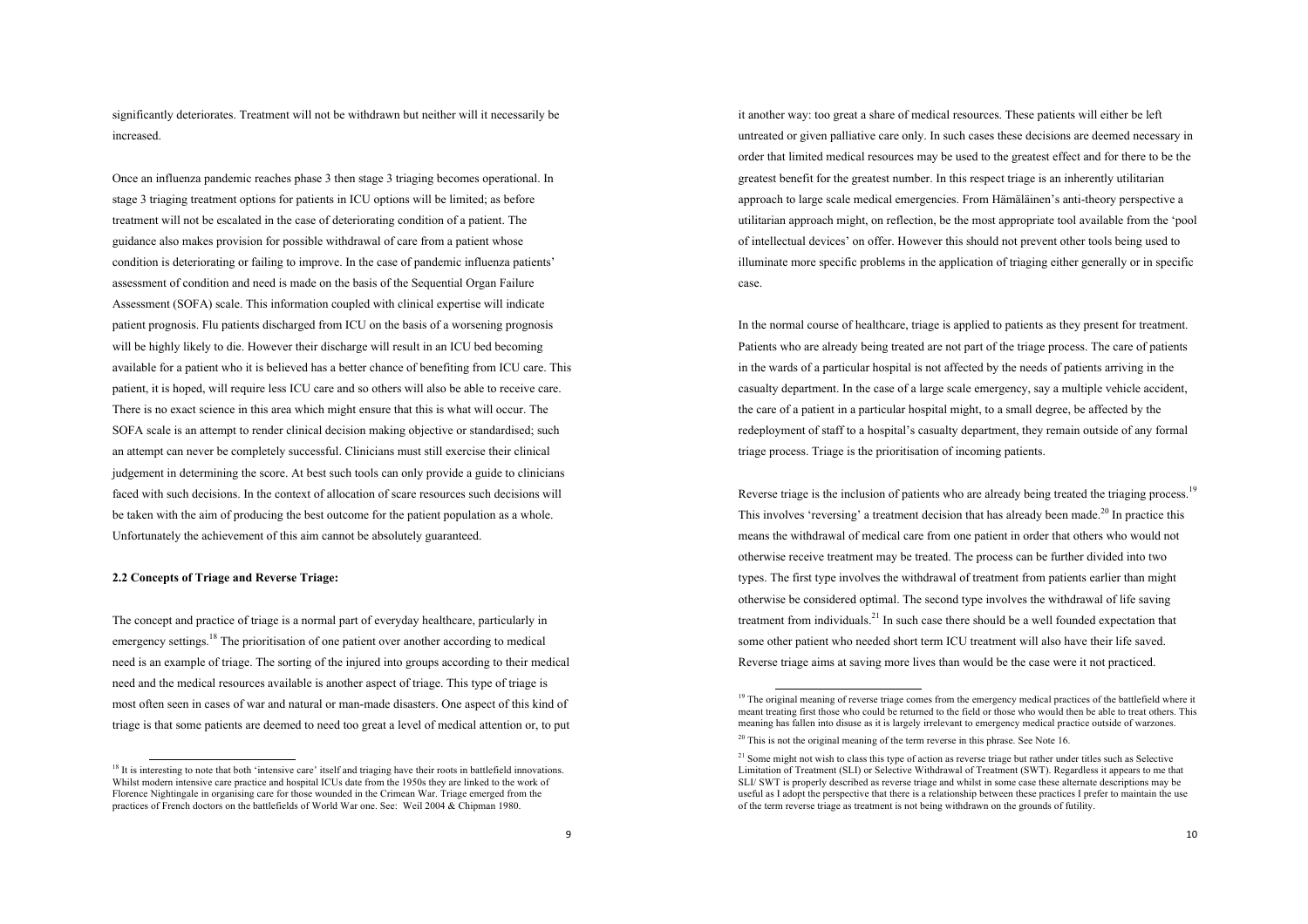significantly deteriorates. Treatment will not be withdrawn but neither will it necessarily be increased.

Once an influenza pandemic reaches phase 3 then stage 3 triaging becomes operational. In stage 3 triaging treatment options for patients in ICU options will be limited; as before treatment will not be escalated in the case of deteriorating condition of a patient. The guidance also makes provision for possible withdrawal of care from a patient whose condition is deteriorating or failing to improve. In the case of pandemic influenza patients' assessment of condition and need is made on the basis of the Sequential Organ Failure Assessment (SOFA) scale. This information coupled with clinical expertise will indicate patient prognosis. Flu patients discharged from ICU on the basis of a worsening prognosis will be highly likely to die. However their discharge will result in an ICU bed becoming available for a patient who it is believed has a better chance of benefiting from ICU care. This patient, it is hoped, will require less ICU care and so others will also be able to receive care. There is no exact science in this area which might ensure that this is what will occur. The SOFA scale is an attempt to render clinical decision making objective or standardised; such an attempt can never be completely successful. Clinicians must still exercise their clinical judgement in determining the score. At best such tools can only provide a guide to clinicians faced with such decisions. In the context of allocation of scare resources such decisions will be taken with the aim of producing the best outcome for the patient population as a whole. Unfortunately the achievement of this aim cannot be absolutely guaranteed.

**2.2 Concepts of Triage and Reverse Triage:**

The concept and practice of triage is a normal part of everyday healthcare, particularly in emergency settings.[18] The prioritisation of one patient over another according to medical need is an example of triage. The sorting of the injured into groups according to their medical need and the medical resources available is another aspect of triage. This type of triage is most often seen in cases of war and natural or man-made disasters. One aspect of this kind of triage is that some patients are deemed to need too great a level of medical attention or, to put it another way: too great a share of medical resources. These patients will either be left untreated or given palliative care only. In such cases these decisions are deemed necessary in order that limited medical resources may be used to the greatest effect and for there to be the greatest benefit for the greatest number. In this respect triage is an inherently utilitarian approach to large scale medical emergencies. From Hämäläinen's anti-theory perspective a utilitarian approach might, on reflection, be the most appropriate tool available from the 'pool of intellectual devices' on offer. However this should not prevent other tools being used to illuminate more specific problems in the application of triaging either generally or in specific case.

In the normal course of healthcare, triage is applied to patients as they present for treatment. Patients who are already being treated are not part of the triage process. The care of patients in the wards of a particular hospital is not affected by the needs of patients arriving in the casualty department. In the case of a large scale emergency, say a multiple vehicle accident, the care of a patient in a particular hospital might, to a small degree, be affected by the redeployment of staff to a hospital's casualty department, they remain outside of any formal triage process. Triage is the prioritisation of incoming patients.

Reverse triage is the inclusion of patients who are already being treated the triaging process.[19] This involves 'reversing' a treatment decision that has already been made.[20] In practice this means the withdrawal of medical care from one patient in order that others who would not otherwise receive treatment may be treated. The process can be further divided into two types. The first type involves the withdrawal of treatment from patients earlier than might otherwise be considered optimal. The second type involves the withdrawal of life saving treatment from individuals.[21] In such case there should be a well founded expectation that some other patient who needed short term ICU treatment will also have their life saved. Reverse triage aims at saving more lives than would be the case were it not practiced.

---

[18] It is interesting to note that both 'intensive care' itself and triaging have their roots in battlefield innovations. Whilst modern intensive care practice and hospital ICUs date from the 1950s they are linked to the work of Florence Nightingale in organising care for those wounded in the Crimean War. Triage emerged from the practices of French doctors on the battlefields of World War one. See: Weil 2004 & Chipman 1980.

[19] The original meaning of reverse triage comes from the emergency medical practices of the battlefield where it meant treating first those who could be returned to the field or those who would then be able to treat others. This meaning has fallen into disuse as it is largely irrelevant to emergency medical practice outside of warzones.

[20] This is not the original meaning of the term reverse in this phrase. See Note 16.

[21] Some might not wish to class this type of action as reverse triage but rather under titles such as Selective Limitation of Treatment (SLI) or Selective Withdrawal of Treatment (SWT). Regardless it appears to me that SLI/ SWT is properly described as reverse triage and whilst in some case these alternate descriptions may be useful as I adopt the perspective that there is a relationship between these practices I prefer to maintain the use of the term reverse triage as treatment is not being withdrawn on the grounds of futility.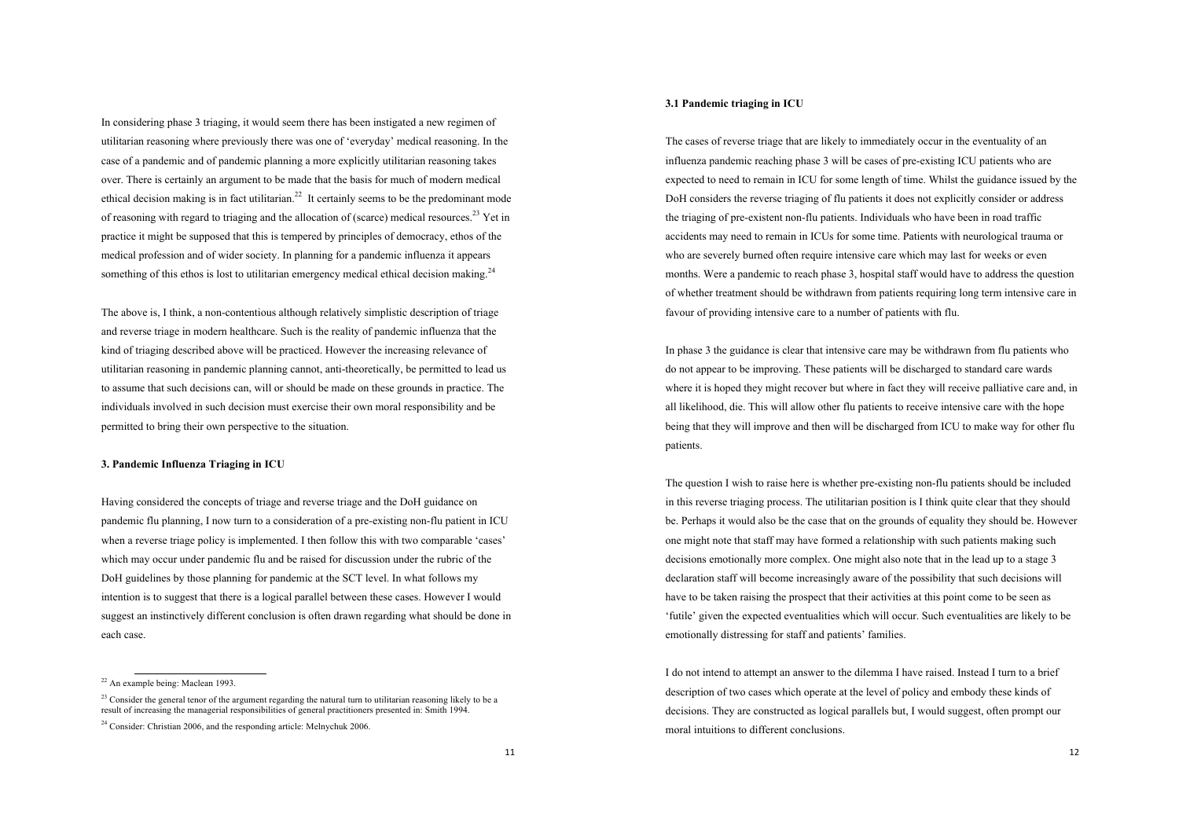In considering phase 3 triaging, it would seem there has been instigated a new regimen of utilitarian reasoning where previously there was one of 'everyday' medical reasoning. In the case of a pandemic and of pandemic planning a more explicitly utilitarian reasoning takes over. There is certainly an argument to be made that the basis for much of modern medical ethical decision making is in fact utilitarian.[22] It certainly seems to be the predominant mode of reasoning with regard to triaging and the allocation of (scarce) medical resources.[23] Yet in practice it might be supposed that this is tempered by principles of democracy, ethos of the medical profession and of wider society. In planning for a pandemic influenza it appears something of this ethos is lost to utilitarian emergency medical ethical decision making.[24]

The above is, I think, a non-contentious although relatively simplistic description of triage and reverse triage in modern healthcare. Such is the reality of pandemic influenza that the kind of triaging described above will be practiced. However the increasing relevance of utilitarian reasoning in pandemic planning cannot, anti-theoretically, be permitted to lead us to assume that such decisions can, will or should be made on these grounds in practice. The individuals involved in such decision must exercise their own moral responsibility and be permitted to bring their own perspective to the situation.

## 3. Pandemic Influenza Triaging in ICU

Having considered the concepts of triage and reverse triage and the DoH guidance on pandemic flu planning, I now turn to a consideration of a pre-existing non-flu patient in ICU when a reverse triage policy is implemented. I then follow this with two comparable 'cases' which may occur under pandemic flu and be raised for discussion under the rubric of the DoH guidelines by those planning for pandemic at the SCT level. In what follows my intention is to suggest that there is a logical parallel between these cases. However I would suggest an instinctively different conclusion is often drawn regarding what should be done in each case.

[22] An example being: Maclean 1993.

[23] Consider the general tenor of the argument regarding the natural turn to utilitarian reasoning likely to be a result of increasing the managerial responsibilities of general practitioners presented in: Smith 1994.

[24] Consider: Christian 2006, and the responding article: Melnychuk 2006.

### 3.1 Pandemic triaging in ICU

The cases of reverse triage that are likely to immediately occur in the eventuality of an influenza pandemic reaching phase 3 will be cases of pre-existing ICU patients who are expected to need to remain in ICU for some length of time. Whilst the guidance issued by the DoH considers the reverse triaging of flu patients it does not explicitly consider or address the triaging of pre-existent non-flu patients. Individuals who have been in road traffic accidents may need to remain in ICUs for some time. Patients with neurological trauma or who are severely burned often require intensive care which may last for weeks or even months. Were a pandemic to reach phase 3, hospital staff would have to address the question of whether treatment should be withdrawn from patients requiring long term intensive care in favour of providing intensive care to a number of patients with flu.

In phase 3 the guidance is clear that intensive care may be withdrawn from flu patients who do not appear to be improving. These patients will be discharged to standard care wards where it is hoped they might recover but where in fact they will receive palliative care and, in all likelihood, die. This will allow other flu patients to receive intensive care with the hope being that they will improve and then will be discharged from ICU to make way for other flu patients.

The question I wish to raise here is whether pre-existing non-flu patients should be included in this reverse triaging process. The utilitarian position is I think quite clear that they should be. Perhaps it would also be the case that on the grounds of equality they should be. However one might note that staff may have formed a relationship with such patients making such decisions emotionally more complex. One might also note that in the lead up to a stage 3 declaration staff will become increasingly aware of the possibility that such decisions will have to be taken raising the prospect that their activities at this point come to be seen as 'futile' given the expected eventualities which will occur. Such eventualities are likely to be emotionally distressing for staff and patients' families.

I do not intend to attempt an answer to the dilemma I have raised. Instead I turn to a brief description of two cases which operate at the level of policy and embody these kinds of decisions. They are constructed as logical parallels but, I would suggest, often prompt our moral intuitions to different conclusions.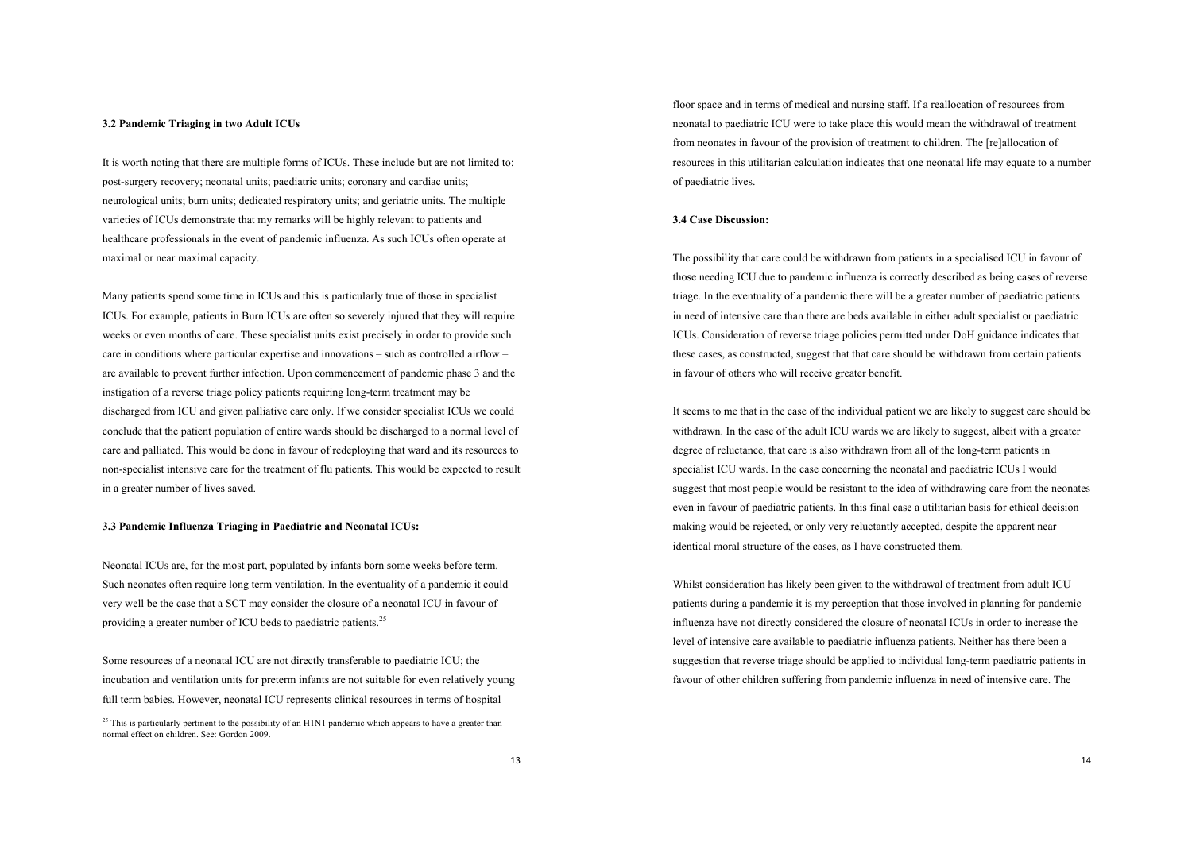### 3.2 Pandemic Triaging in two Adult ICUs

It is worth noting that there are multiple forms of ICUs. These include but are not limited to: post-surgery recovery; neonatal units; paediatric units; coronary and cardiac units; neurological units; burn units; dedicated respiratory units; and geriatric units. The multiple varieties of ICUs demonstrate that my remarks will be highly relevant to patients and healthcare professionals in the event of pandemic influenza. As such ICUs often operate at maximal or near maximal capacity.

Many patients spend some time in ICUs and this is particularly true of those in specialist ICUs. For example, patients in Burn ICUs are often so severely injured that they will require weeks or even months of care. These specialist units exist precisely in order to provide such care in conditions where particular expertise and innovations – such as controlled airflow – are available to prevent further infection. Upon commencement of pandemic phase 3 and the instigation of a reverse triage policy patients requiring long-term treatment may be discharged from ICU and given palliative care only. If we consider specialist ICUs we could conclude that the patient population of entire wards should be discharged to a normal level of care and palliated. This would be done in favour of redeploying that ward and its resources to non-specialist intensive care for the treatment of flu patients. This would be expected to result in a greater number of lives saved.

### 3.3 Pandemic Influenza Triaging in Paediatric and Neonatal ICUs:

Neonatal ICUs are, for the most part, populated by infants born some weeks before term. Such neonates often require long term ventilation. In the eventuality of a pandemic it could very well be the case that a SCT may consider the closure of a neonatal ICU in favour of providing a greater number of ICU beds to paediatric patients.[25]

Some resources of a neonatal ICU are not directly transferable to paediatric ICU; the incubation and ventilation units for preterm infants are not suitable for even relatively young full term babies. However, neonatal ICU represents clinical resources in terms of hospital floor space and in terms of medical and nursing staff. If a reallocation of resources from neonatal to paediatric ICU were to take place this would mean the withdrawal of treatment from neonates in favour of the provision of treatment to children. The [re]allocation of resources in this utilitarian calculation indicates that one neonatal life may equate to a number of paediatric lives.

[25] This is particularly pertinent to the possibility of an H1N1 pandemic which appears to have a greater than normal effect on children. See: Gordon 2009.

### 3.4 Case Discussion:

The possibility that care could be withdrawn from patients in a specialised ICU in favour of those needing ICU due to pandemic influenza is correctly described as being cases of reverse triage. In the eventuality of a pandemic there will be a greater number of paediatric patients in need of intensive care than there are beds available in either adult specialist or paediatric ICUs. Consideration of reverse triage policies permitted under DoH guidance indicates that these cases, as constructed, suggest that that care should be withdrawn from certain patients in favour of others who will receive greater benefit.

It seems to me that in the case of the individual patient we are likely to suggest care should be withdrawn. In the case of the adult ICU wards we are likely to suggest, albeit with a greater degree of reluctance, that care is also withdrawn from all of the long-term patients in specialist ICU wards. In the case concerning the neonatal and paediatric ICUs I would suggest that most people would be resistant to the idea of withdrawing care from the neonates even in favour of paediatric patients. In this final case a utilitarian basis for ethical decision making would be rejected, or only very reluctantly accepted, despite the apparent near identical moral structure of the cases, as I have constructed them.

Whilst consideration has likely been given to the withdrawal of treatment from adult ICU patients during a pandemic it is my perception that those involved in planning for pandemic influenza have not directly considered the closure of neonatal ICUs in order to increase the level of intensive care available to paediatric influenza patients. Neither has there been a suggestion that reverse triage should be applied to individual long-term paediatric patients in favour of other children suffering from pandemic influenza in need of intensive care. The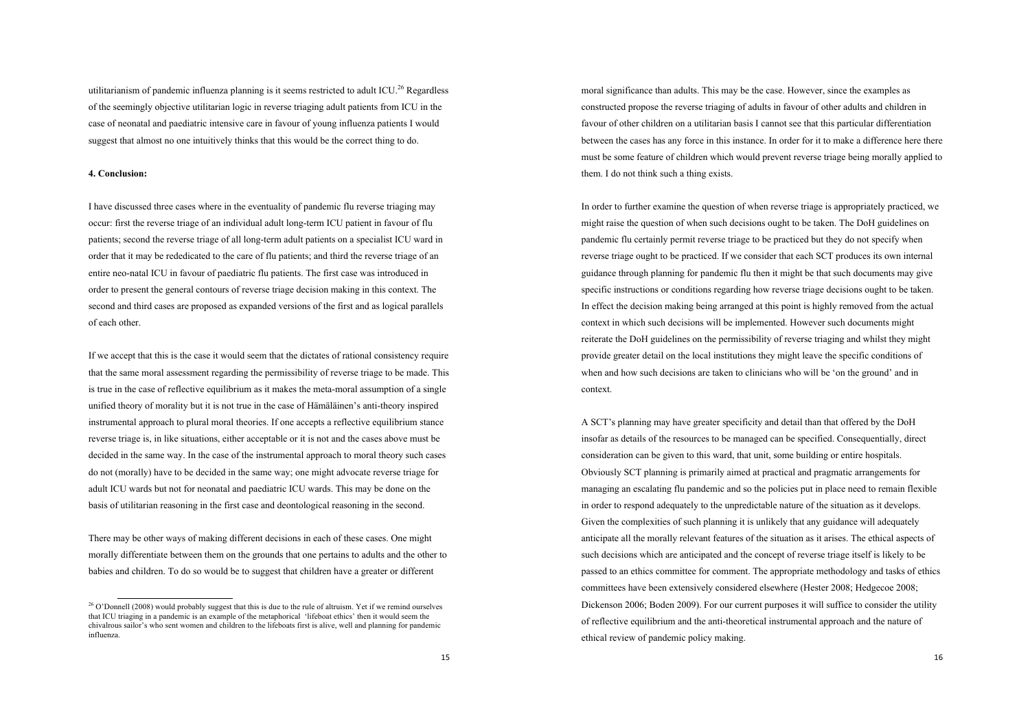utilitarianism of pandemic influenza planning is it seems restricted to adult ICU.[26] Regardless of the seemingly objective utilitarian logic in reverse triaging adult patients from ICU in the case of neonatal and paediatric intensive care in favour of young influenza patients I would suggest that almost no one intuitively thinks that this would be the correct thing to do.

**4. Conclusion:**

I have discussed three cases where in the eventuality of pandemic flu reverse triaging may occur: first the reverse triage of an individual adult long-term ICU patient in favour of flu patients; second the reverse triage of all long-term adult patients on a specialist ICU ward in order that it may be rededicated to the care of flu patients; and third the reverse triage of an entire neo-natal ICU in favour of paediatric flu patients. The first case was introduced in order to present the general contours of reverse triage decision making in this context. The second and third cases are proposed as expanded versions of the first and as logical parallels of each other.

If we accept that this is the case it would seem that the dictates of rational consistency require that the same moral assessment regarding the permissibility of reverse triage to be made. This is true in the case of reflective equilibrium as it makes the meta-moral assumption of a single unified theory of morality but it is not true in the case of Hämäläinen's anti-theory inspired instrumental approach to plural moral theories. If one accepts a reflective equilibrium stance reverse triage is, in like situations, either acceptable or it is not and the cases above must be decided in the same way. In the case of the instrumental approach to moral theory such cases do not (morally) have to be decided in the same way; one might advocate reverse triage for adult ICU wards but not for neonatal and paediatric ICU wards. This may be done on the basis of utilitarian reasoning in the first case and deontological reasoning in the second.

There may be other ways of making different decisions in each of these cases. One might morally differentiate between them on the grounds that one pertains to adults and the other to babies and children. To do so would be to suggest that children have a greater or different moral significance than adults. This may be the case. However, since the examples as constructed propose the reverse triaging of adults in favour of other adults and children in favour of other children on a utilitarian basis I cannot see that this particular differentiation between the cases has any force in this instance. In order for it to make a difference here there must be some feature of children which would prevent reverse triage being morally applied to them. I do not think such a thing exists.

In order to further examine the question of when reverse triage is appropriately practiced, we might raise the question of when such decisions ought to be taken. The DoH guidelines on pandemic flu certainly permit reverse triage to be practiced but they do not specify when reverse triage ought to be practiced. If we consider that each SCT produces its own internal guidance through planning for pandemic flu then it might be that such documents may give specific instructions or conditions regarding how reverse triage decisions ought to be taken. In effect the decision making being arranged at this point is highly removed from the actual context in which such decisions will be implemented. However such documents might reiterate the DoH guidelines on the permissibility of reverse triaging and whilst they might provide greater detail on the local institutions they might leave the specific conditions of when and how such decisions are taken to clinicians who will be 'on the ground' and in context.

A SCT's planning may have greater specificity and detail than that offered by the DoH insofar as details of the resources to be managed can be specified. Consequentially, direct consideration can be given to this ward, that unit, some building or entire hospitals. Obviously SCT planning is primarily aimed at practical and pragmatic arrangements for managing an escalating flu pandemic and so the policies put in place need to remain flexible in order to respond adequately to the unpredictable nature of the situation as it develops. Given the complexities of such planning it is unlikely that any guidance will adequately anticipate all the morally relevant features of the situation as it arises. The ethical aspects of such decisions which are anticipated and the concept of reverse triage itself is likely to be passed to an ethics committee for comment. The appropriate methodology and tasks of ethics committees have been extensively considered elsewhere (Hester 2008; Hedgecoe 2008; Dickenson 2006; Boden 2009). For our current purposes it will suffice to consider the utility of reflective equilibrium and the anti-theoretical instrumental approach and the nature of ethical review of pandemic policy making.

[26] O'Donnell (2008) would probably suggest that this is due to the rule of altruism. Yet if we remind ourselves that ICU triaging in a pandemic is an example of the metaphorical 'lifeboat ethics' then it would seem the chivalrous sailor's who sent women and children to the lifeboats first is alive, well and planning for pandemic influenza.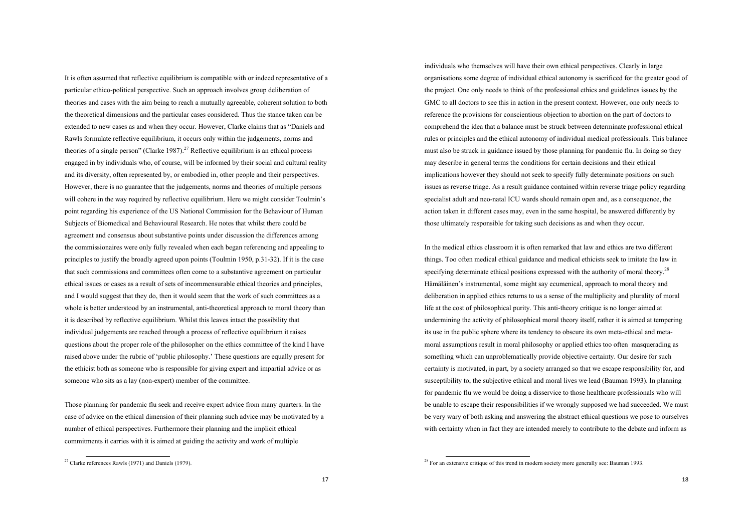It is often assumed that reflective equilibrium is compatible with or indeed representative of a particular ethico-political perspective. Such an approach involves group deliberation of theories and cases with the aim being to reach a mutually agreeable, coherent solution to both the theoretical dimensions and the particular cases considered. Thus the stance taken can be extended to new cases as and when they occur. However, Clarke claims that as "Daniels and Rawls formulate reflective equilibrium, it occurs only within the judgements, norms and theories of a single person" (Clarke 1987).[27] Reflective equilibrium is an ethical process engaged in by individuals who, of course, will be informed by their social and cultural reality and its diversity, often represented by, or embodied in, other people and their perspectives. However, there is no guarantee that the judgements, norms and theories of multiple persons will cohere in the way required by reflective equilibrium. Here we might consider Toulmin's point regarding his experience of the US National Commission for the Behaviour of Human Subjects of Biomedical and Behavioural Research. He notes that whilst there could be agreement and consensus about substantive points under discussion the differences among the commissionaires were only fully revealed when each began referencing and appealing to principles to justify the broadly agreed upon points (Toulmin 1950, p.31-32). If it is the case that such commissions and committees often come to a substantive agreement on particular ethical issues or cases as a result of sets of incommensurable ethical theories and principles, and I would suggest that they do, then it would seem that the work of such committees as a whole is better understood by an instrumental, anti-theoretical approach to moral theory than it is described by reflective equilibrium. Whilst this leaves intact the possibility that individual judgements are reached through a process of reflective equilibrium it raises questions about the proper role of the philosopher on the ethics committee of the kind I have raised above under the rubric of 'public philosophy.' These questions are equally present for the ethicist both as someone who is responsible for giving expert and impartial advice or as someone who sits as a lay (non-expert) member of the committee.

Those planning for pandemic flu seek and receive expert advice from many quarters. In the case of advice on the ethical dimension of their planning such advice may be motivated by a number of ethical perspectives. Furthermore their planning and the implicit ethical commitments it carries with it is aimed at guiding the activity and work of multiple individuals who themselves will have their own ethical perspectives. Clearly in large organisations some degree of individual ethical autonomy is sacrificed for the greater good of the project. One only needs to think of the professional ethics and guidelines issues by the GMC to all doctors to see this in action in the present context. However, one only needs to reference the provisions for conscientious objection to abortion on the part of doctors to comprehend the idea that a balance must be struck between determinate professional ethical rules or principles and the ethical autonomy of individual medical professionals. This balance must also be struck in guidance issued by those planning for pandemic flu. In doing so they may describe in general terms the conditions for certain decisions and their ethical implications however they should not seek to specify fully determinate positions on such issues as reverse triage. As a result guidance contained within reverse triage policy regarding specialist adult and neo-natal ICU wards should remain open and, as a consequence, the action taken in different cases may, even in the same hospital, be answered differently by those ultimately responsible for taking such decisions as and when they occur.

In the medical ethics classroom it is often remarked that law and ethics are two different things. Too often medical ethical guidance and medical ethicists seek to imitate the law in specifying determinate ethical positions expressed with the authority of moral theory.[28] Hämäläinen's instrumental, some might say ecumenical, approach to moral theory and deliberation in applied ethics returns to us a sense of the multiplicity and plurality of moral life at the cost of philosophical purity. This anti-theory critique is no longer aimed at undermining the activity of philosophical moral theory itself, rather it is aimed at tempering its use in the public sphere where its tendency to obscure its own meta-ethical and meta-moral assumptions result in moral philosophy or applied ethics too often masquerading as something which can unproblematically provide objective certainty. Our desire for such certainty is motivated, in part, by a society arranged so that we escape responsibility for, and susceptibility to, the subjective ethical and moral lives we lead (Bauman 1993). In planning for pandemic flu we would be doing a disservice to those healthcare professionals who will be unable to escape their responsibilities if we wrongly supposed we had succeeded. We must be very wary of both asking and answering the abstract ethical questions we pose to ourselves with certainty when in fact they are intended merely to contribute to the debate and inform as

[27] Clarke references Rawls (1971) and Daniels (1979).

[28] For an extensive critique of this trend in modern society more generally see: Bauman 1993.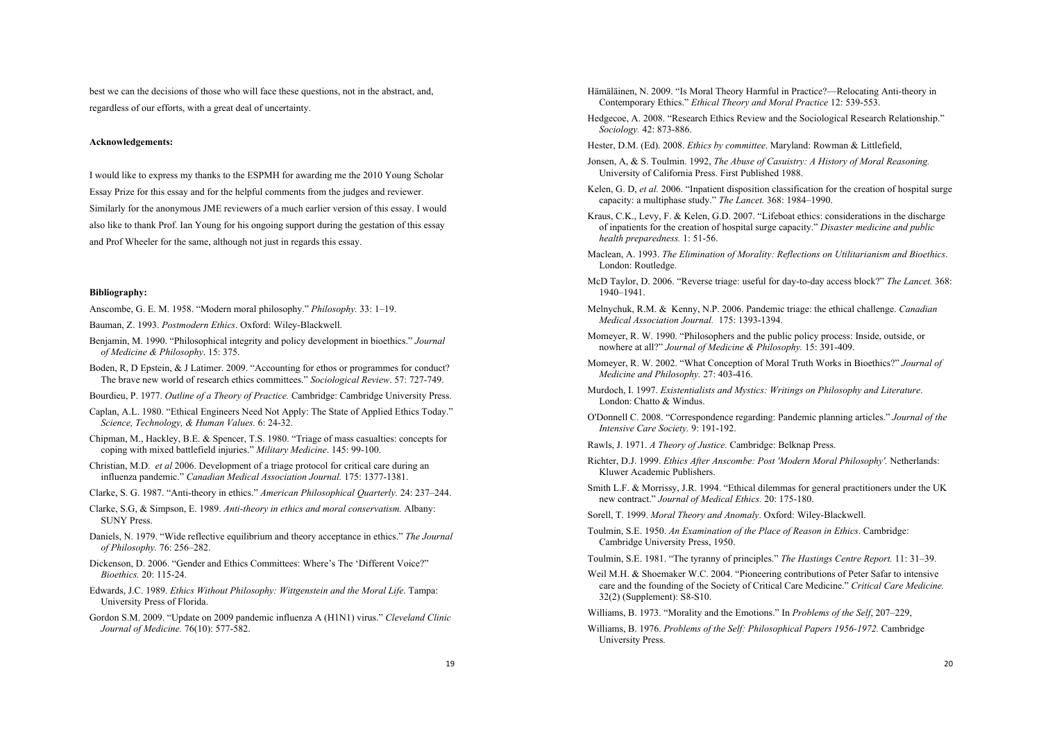best we can the decisions of those who will face these questions, not in the abstract, and, regardless of our efforts, with a great deal of uncertainty.

**Acknowledgements:**

I would like to express my thanks to the ESPMH for awarding me the 2010 Young Scholar Essay Prize for this essay and for the helpful comments from the judges and reviewer. Similarly for the anonymous JME reviewers of a much earlier version of this essay. I would also like to thank Prof. Ian Young for his ongoing support during the gestation of this essay and Prof Wheeler for the same, although not just in regards this essay.

**Bibliography:**

Anscombe, G. E. M. 1958. "Modern moral philosophy." *Philosophy.* 33: 1–19.

Bauman, Z. 1993. *Postmodern Ethics*. Oxford: Wiley-Blackwell.

Benjamin, M. 1990. "Philosophical integrity and policy development in bioethics." *Journal of Medicine & Philosophy*. 15: 375.

Boden, R, D Epstein, & J Latimer. 2009. "Accounting for ethos or programmes for conduct? The brave new world of research ethics committees." *Sociological Review*. 57: 727-749.

Bourdieu, P. 1977. *Outline of a Theory of Practice.* Cambridge: Cambridge University Press.

Caplan, A.L. 1980. "Ethical Engineers Need Not Apply: The State of Applied Ethics Today." *Science, Technology, & Human Values.* 6: 24-32.

Chipman, M., Hackley, B.E. & Spencer, T.S. 1980. "Triage of mass casualties: concepts for coping with mixed battlefield injuries." *Military Medicine*. 145: 99-100.

Christian, M.D. *et al* 2006. Development of a triage protocol for critical care during an influenza pandemic." *Canadian Medical Association Journal.* 175: 1377-1381.

Clarke, S. G. 1987. "Anti-theory in ethics." *American Philosophical Quarterly.* 24: 237–244.

Clarke, S.G, & Simpson, E. 1989. *Anti-theory in ethics and moral conservatism.* Albany: SUNY Press.

Daniels, N. 1979. "Wide reflective equilibrium and theory acceptance in ethics." *The Journal of Philosophy.* 76: 256–282.

Dickenson, D. 2006. "Gender and Ethics Committees: Where's The 'Different Voice?" *Bioethics.* 20: 115-24.

Edwards, J.C. 1989. *Ethics Without Philosophy: Wittgenstein and the Moral Life*. Tampa: University Press of Florida.

Gordon S.M. 2009. "Update on 2009 pandemic influenza A (H1N1) virus." *Cleveland Clinic Journal of Medicine.* 76(10): 577-582.

Hämäläinen, N. 2009. "Is Moral Theory Harmful in Practice?—Relocating Anti-theory in Contemporary Ethics." *Ethical Theory and Moral Practice* 12: 539-553.

Hedgecoe, A. 2008. "Research Ethics Review and the Sociological Research Relationship." *Sociology.* 42: 873-886.

Hester, D.M. (Ed). 2008. *Ethics by committee*. Maryland: Rowman & Littlefield,

Jonsen, A, & S. Toulmin. 1992, *The Abuse of Casuistry: A History of Moral Reasoning.* University of California Press. First Published 1988.

Kelen, G. D, *et al.* 2006. "Inpatient disposition classification for the creation of hospital surge capacity: a multiphase study." *The Lancet.* 368: 1984–1990.

Kraus, C.K., Levy, F. & Kelen, G.D. 2007. "Lifeboat ethics: considerations in the discharge of inpatients for the creation of hospital surge capacity." *Disaster medicine and public health preparedness.* 1: 51-56.

Maclean, A. 1993. *The Elimination of Morality: Reflections on Utilitarianism and Bioethics*. London: Routledge.

McD Taylor, D. 2006. "Reverse triage: useful for day-to-day access block?" *The Lancet.* 368: 1940–1941.

Melnychuk, R.M. & Kenny, N.P. 2006. Pandemic triage: the ethical challenge. *Canadian Medical Association Journal.* 175: 1393-1394.

Momeyer, R. W. 1990. "Philosophers and the public policy process: Inside, outside, or nowhere at all?" *Journal of Medicine & Philosophy.* 15: 391-409.

Momeyer, R. W. 2002. "What Conception of Moral Truth Works in Bioethics?" *Journal of Medicine and Philosophy.* 27: 403-416.

Murdoch, I. 1997. *Existentialists and Mystics: Writings on Philosophy and Literature*. London: Chatto & Windus.

O'Donnell C. 2008. "Correspondence regarding: Pandemic planning articles." *Journal of the Intensive Care Society.* 9: 191-192.

Rawls, J. 1971. *A Theory of Justice.* Cambridge: Belknap Press.

Richter, D.J. 1999. *Ethics After Anscombe: Post 'Modern Moral Philosophy'.* Netherlands: Kluwer Academic Publishers.

Smith L.F. & Morrissy, J.R. 1994. "Ethical dilemmas for general practitioners under the UK new contract." *Journal of Medical Ethics.* 20: 175-180.

Sorell, T. 1999. *Moral Theory and Anomaly*. Oxford: Wiley-Blackwell.

Toulmin, S.E. 1950. *An Examination of the Place of Reason in Ethics*. Cambridge: Cambridge University Press, 1950.

Toulmin, S.E. 1981. "The tyranny of principles." *The Hastings Centre Report.* 11: 31–39.

Weil M.H. & Shoemaker W.C. 2004. "Pioneering contributions of Peter Safar to intensive care and the founding of the Society of Critical Care Medicine." *Critical Care Medicine.* 32(2) (Supplement): S8-S10.

Williams, B. 1973. "Morality and the Emotions." In *Problems of the Self*, 207–229,

Williams, B. 1976. *Problems of the Self: Philosophical Papers 1956-1972.* Cambridge University Press.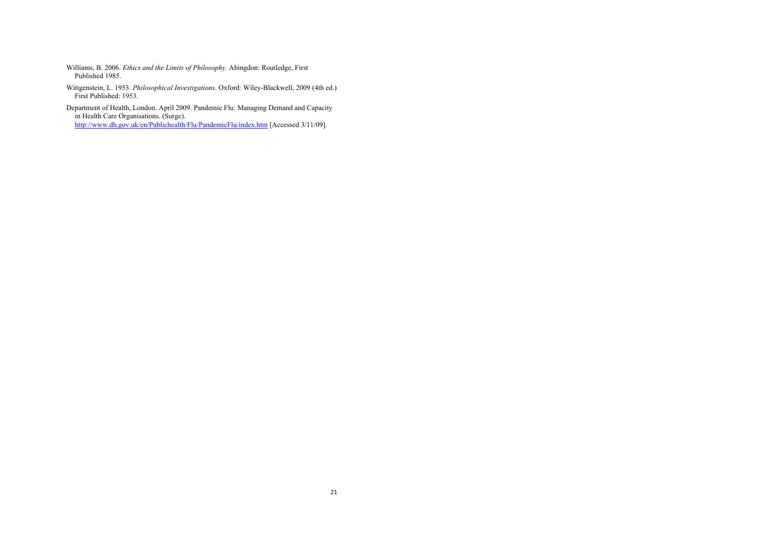Williams, B. 2006. *Ethics and the Limits of Philosophy*. Abingdon: Routledge, First Published 1985.

Wittgenstein, L. 1953. *Philosophical Investigations*. Oxford: Wiley-Blackwell, 2009 (4th ed.) First Published: 1953.

Department of Health, London. April 2009. Pandemic Flu: Managing Demand and Capacity in Health Care Organisations. (Surge). http://www.dh.gov.uk/en/Publichealth/Flu/PandemicFlu/index.htm [Accessed 3/11/09].